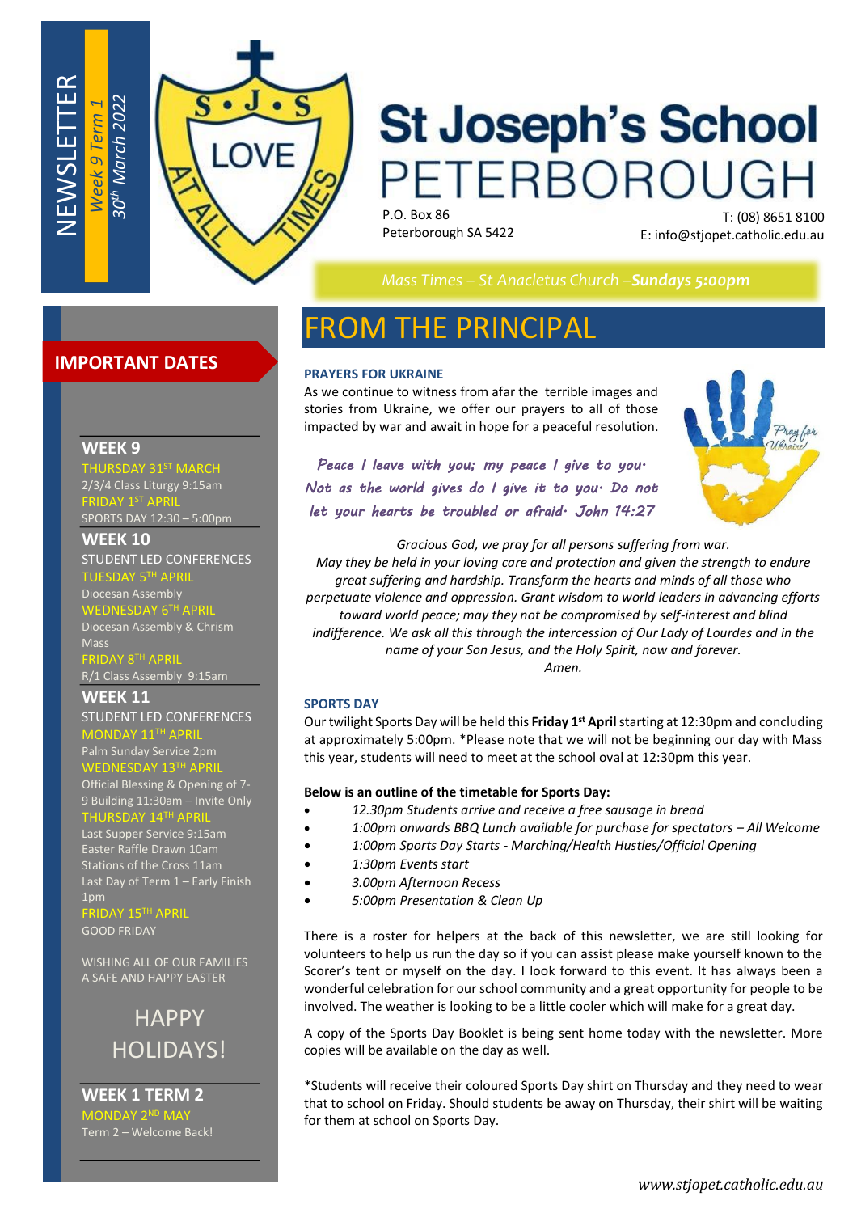NEWSLETTER

*Week 9 Term 1*

*30th March 2022*

# St Joseph's School PETERBOROUGH

P.O. Box 86
Peterborough SA 5422

T: (08) 8651 8100
E: info@stjopet.catholic.edu.au

*Mass Times – St Anacletus Church –**Sundays 5:00pm***

## IMPORTANT DATES

### WEEK 9

THURSDAY 31ST MARCH
2/3/4 Class Liturgy 9:15am

FRIDAY 1ST APRIL
SPORTS DAY 12:30 – 5:00pm

### WEEK 10

STUDENT LED CONFERENCES

TUESDAY 5TH APRIL
Diocesan Assembly

WEDNESDAY 6TH APRIL
Diocesan Assembly & Chrism Mass

FRIDAY 8TH APRIL
R/1 Class Assembly 9:15am

### WEEK 11

STUDENT LED CONFERENCES

MONDAY 11TH APRIL
Palm Sunday Service 2pm

WEDNESDAY 13TH APRIL
Official Blessing & Opening of 7-9 Building 11:30am – Invite Only

THURSDAY 14TH APRIL
Last Supper Service 9:15am
Easter Raffle Drawn 10am
Stations of the Cross 11am
Last Day of Term 1 – Early Finish 1pm

FRIDAY 15TH APRIL
GOOD FRIDAY

WISHING ALL OF OUR FAMILIES A SAFE AND HAPPY EASTER

HAPPY HOLIDAYS!

### WEEK 1 TERM 2

MONDAY 2ND MAY
Term 2 – Welcome Back!

# FROM THE PRINCIPAL

### PRAYERS FOR UKRAINE

As we continue to witness from afar the terrible images and stories from Ukraine, we offer our prayers to all of those impacted by war and await in hope for a peaceful resolution.

*Peace I leave with you; my peace I give to you. Not as the world gives do I give it to you. Do not let your hearts be troubled or afraid. John 14:27*

*Gracious God, we pray for all persons suffering from war. May they be held in your loving care and protection and given the strength to endure great suffering and hardship. Transform the hearts and minds of all those who perpetuate violence and oppression. Grant wisdom to world leaders in advancing efforts toward world peace; may they not be compromised by self-interest and blind indifference. We ask all this through the intercession of Our Lady of Lourdes and in the name of your Son Jesus, and the Holy Spirit, now and forever. Amen.*

### SPORTS DAY

Our twilight Sports Day will be held this **Friday 1st April** starting at 12:30pm and concluding at approximately 5:00pm. *Please note that we will not be beginning our day with Mass this year, students will need to meet at the school oval at 12:30pm this year.

**Below is an outline of the timetable for Sports Day:**

- *12.30pm Students arrive and receive a free sausage in bread*
- *1:00pm onwards BBQ Lunch available for purchase for spectators – All Welcome*
- *1:00pm Sports Day Starts - Marching/Health Hustles/Official Opening*
- *1:30pm Events start*
- *3.00pm Afternoon Recess*
- *5:00pm Presentation & Clean Up*

There is a roster for helpers at the back of this newsletter, we are still looking for volunteers to help us run the day so if you can assist please make yourself known to the Scorer's tent or myself on the day. I look forward to this event. It has always been a wonderful celebration for our school community and a great opportunity for people to be involved. The weather is looking to be a little cooler which will make for a great day.

A copy of the Sports Day Booklet is being sent home today with the newsletter. More copies will be available on the day as well.

*Students will receive their coloured Sports Day shirt on Thursday and they need to wear that to school on Friday. Should students be away on Thursday, their shirt will be waiting for them at school on Sports Day.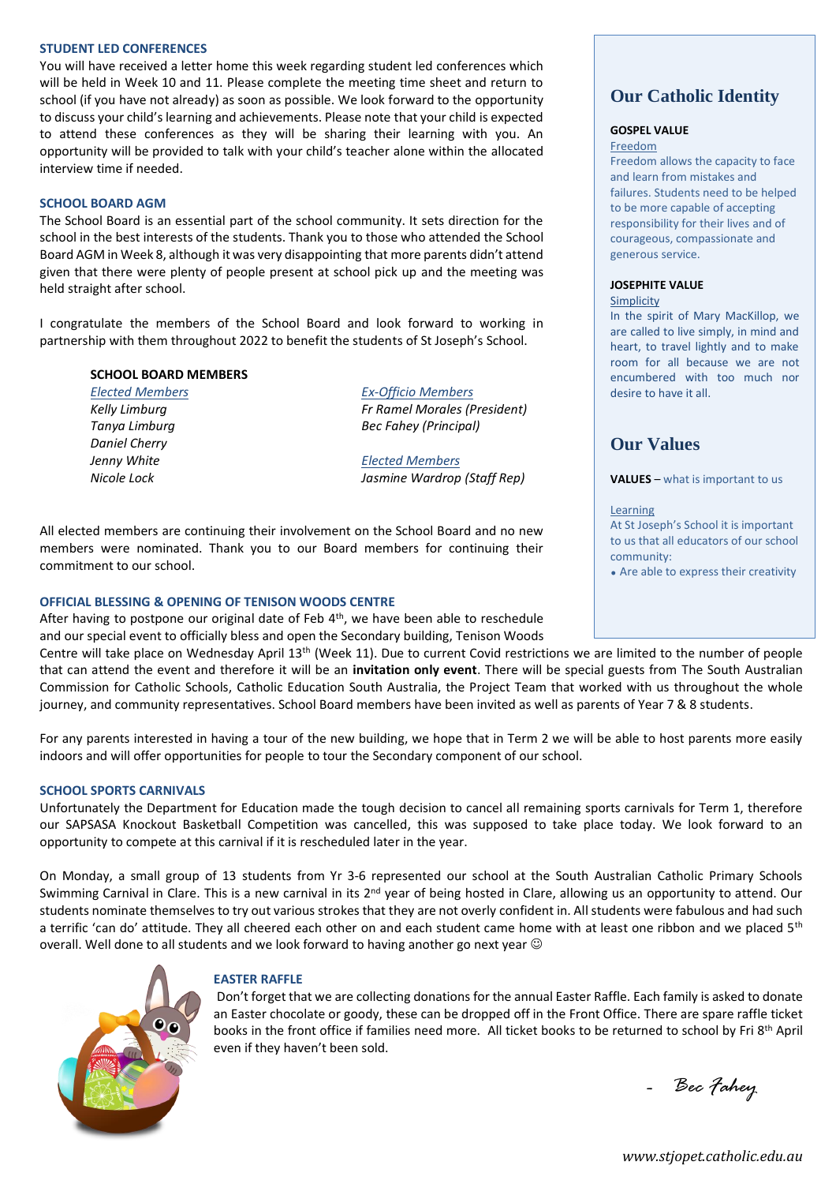## STUDENT LED CONFERENCES

You will have received a letter home this week regarding student led conferences which will be held in Week 10 and 11. Please complete the meeting time sheet and return to school (if you have not already) as soon as possible. We look forward to the opportunity to discuss your child's learning and achievements. Please note that your child is expected to attend these conferences as they will be sharing their learning with you. An opportunity will be provided to talk with your child's teacher alone within the allocated interview time if needed.

## SCHOOL BOARD AGM

The School Board is an essential part of the school community. It sets direction for the school in the best interests of the students. Thank you to those who attended the School Board AGM in Week 8, although it was very disappointing that more parents didn't attend given that there were plenty of people present at school pick up and the meeting was held straight after school.

I congratulate the members of the School Board and look forward to working in partnership with them throughout 2022 to benefit the students of St Joseph's School.

**SCHOOL BOARD MEMBERS**

| *Elected Members* | *Ex-Officio Members* |
| --- | --- |
| *Kelly Limburg* | *Fr Ramel Morales (President)* |
| *Tanya Limburg* | *Bec Fahey (Principal)* |
| *Daniel Cherry* | |
| *Jenny White* | *Elected Members* |
| *Nicole Lock* | *Jasmine Wardrop (Staff Rep)* |

All elected members are continuing their involvement on the School Board and no new members were nominated. Thank you to our Board members for continuing their commitment to our school.

## OFFICIAL BLESSING & OPENING OF TENISON WOODS CENTRE

After having to postpone our original date of Feb 4th, we have been able to reschedule and our special event to officially bless and open the Secondary building, Tenison Woods Centre will take place on Wednesday April 13th (Week 11). Due to current Covid restrictions we are limited to the number of people that can attend the event and therefore it will be an **invitation only event**. There will be special guests from The South Australian Commission for Catholic Schools, Catholic Education South Australia, the Project Team that worked with us throughout the whole journey, and community representatives. School Board members have been invited as well as parents of Year 7 & 8 students.

For any parents interested in having a tour of the new building, we hope that in Term 2 we will be able to host parents more easily indoors and will offer opportunities for people to tour the Secondary component of our school.

## SCHOOL SPORTS CARNIVALS

Unfortunately the Department for Education made the tough decision to cancel all remaining sports carnivals for Term 1, therefore our SAPSASA Knockout Basketball Competition was cancelled, this was supposed to take place today. We look forward to an opportunity to compete at this carnival if it is rescheduled later in the year.

On Monday, a small group of 13 students from Yr 3-6 represented our school at the South Australian Catholic Primary Schools Swimming Carnival in Clare. This is a new carnival in its 2nd year of being hosted in Clare, allowing us an opportunity to attend. Our students nominate themselves to try out various strokes that they are not overly confident in. All students were fabulous and had such a terrific 'can do' attitude. They all cheered each other on and each student came home with at least one ribbon and we placed 5th overall. Well done to all students and we look forward to having another go next year ☺

## EASTER RAFFLE

Don't forget that we are collecting donations for the annual Easter Raffle. Each family is asked to donate an Easter chocolate or goody, these can be dropped off in the Front Office. There are spare raffle ticket books in the front office if families need more. All ticket books to be returned to school by Fri 8th April even if they haven't been sold.

- *Bec Fahey*

## Our Catholic Identity

**GOSPEL VALUE**

Freedom

Freedom allows the capacity to face and learn from mistakes and failures. Students need to be helped to be more capable of accepting responsibility for their lives and of courageous, compassionate and generous service.

**JOSEPHITE VALUE**

Simplicity

In the spirit of Mary MacKillop, we are called to live simply, in mind and heart, to travel lightly and to make room for all because we are not encumbered with too much nor desire to have it all.

## Our Values

**VALUES** – what is important to us

Learning

At St Joseph's School it is important to us that all educators of our school community:

- Are able to express their creativity

*www.stjopet.catholic.edu.au*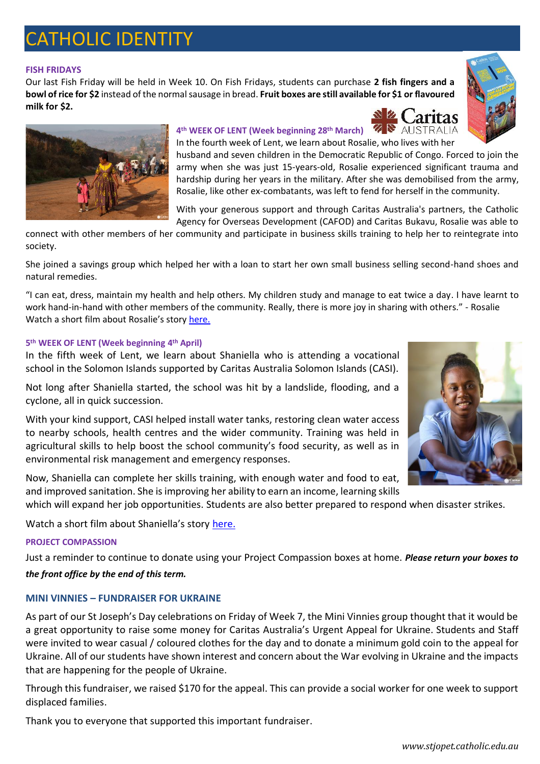# CATHOLIC IDENTITY

### FISH FRIDAYS

Our last Fish Friday will be held in Week 10. On Fish Fridays, students can purchase **2 fish fingers and a bowl of rice for $2** instead of the normal sausage in bread. **Fruit boxes are still available for $1 or flavoured milk for $2.**

### 4th WEEK OF LENT (Week beginning 28th March)

In the fourth week of Lent, we learn about Rosalie, who lives with her husband and seven children in the Democratic Republic of Congo. Forced to join the army when she was just 15-years-old, Rosalie experienced significant trauma and hardship during her years in the military. After she was demobilised from the army, Rosalie, like other ex-combatants, was left to fend for herself in the community.

With your generous support and through Caritas Australia's partners, the Catholic Agency for Overseas Development (CAFOD) and Caritas Bukavu, Rosalie was able to connect with other members of her community and participate in business skills training to help her to reintegrate into society.

She joined a savings group which helped her with a loan to start her own small business selling second-hand shoes and natural remedies.

"I can eat, dress, maintain my health and help others. My children study and manage to eat twice a day. I have learnt to work hand-in-hand with other members of the community. Really, there is more joy in sharing with others." - Rosalie
Watch a short film about Rosalie's story here.

### 5th WEEK OF LENT (Week beginning 4th April)

In the fifth week of Lent, we learn about Shaniella who is attending a vocational school in the Solomon Islands supported by Caritas Australia Solomon Islands (CASI).

Not long after Shaniella started, the school was hit by a landslide, flooding, and a cyclone, all in quick succession.

With your kind support, CASI helped install water tanks, restoring clean water access to nearby schools, health centres and the wider community. Training was held in agricultural skills to help boost the school community's food security, as well as in environmental risk management and emergency responses.

Now, Shaniella can complete her skills training, with enough water and food to eat, and improved sanitation. She is improving her ability to earn an income, learning skills which will expand her job opportunities. Students are also better prepared to respond when disaster strikes.

Watch a short film about Shaniella's story here.

### PROJECT COMPASSION

Just a reminder to continue to donate using your Project Compassion boxes at home. ***Please return your boxes to the front office by the end of this term.***

### MINI VINNIES – FUNDRAISER FOR UKRAINE

As part of our St Joseph's Day celebrations on Friday of Week 7, the Mini Vinnies group thought that it would be a great opportunity to raise some money for Caritas Australia's Urgent Appeal for Ukraine. Students and Staff were invited to wear casual / coloured clothes for the day and to donate a minimum gold coin to the appeal for Ukraine. All of our students have shown interest and concern about the War evolving in Ukraine and the impacts that are happening for the people of Ukraine.

Through this fundraiser, we raised $170 for the appeal. This can provide a social worker for one week to support displaced families.

Thank you to everyone that supported this important fundraiser.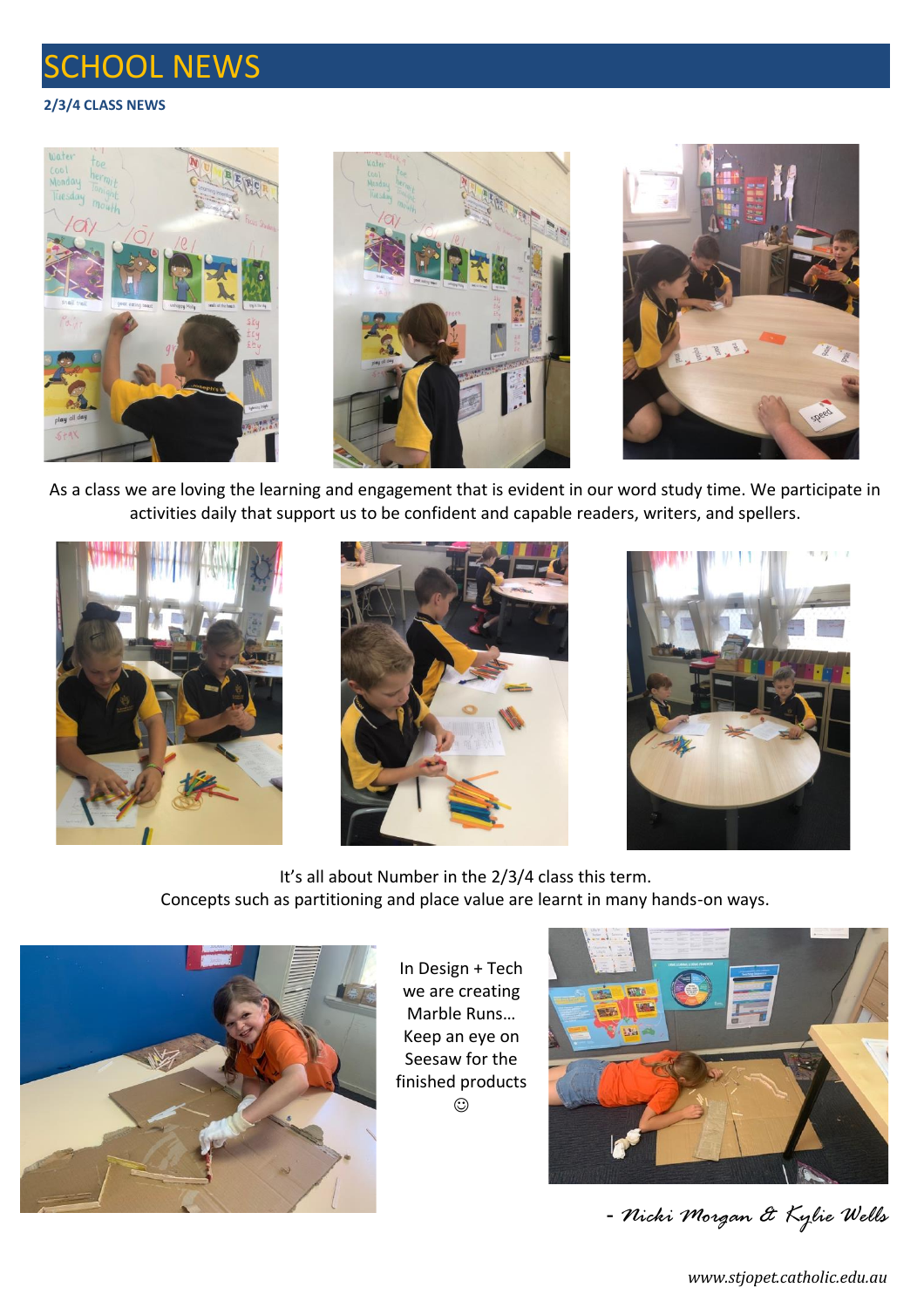# SCHOOL NEWS

**2/3/4 CLASS NEWS**

As a class we are loving the learning and engagement that is evident in our word study time. We participate in activities daily that support us to be confident and capable readers, writers, and spellers.

It's all about Number in the 2/3/4 class this term.
Concepts such as partitioning and place value are learnt in many hands-on ways.

In Design + Tech we are creating Marble Runs… Keep an eye on Seesaw for the finished products ☺

*- Nicki Morgan & Kylie Wells*

*www.stjopet.catholic.edu.au*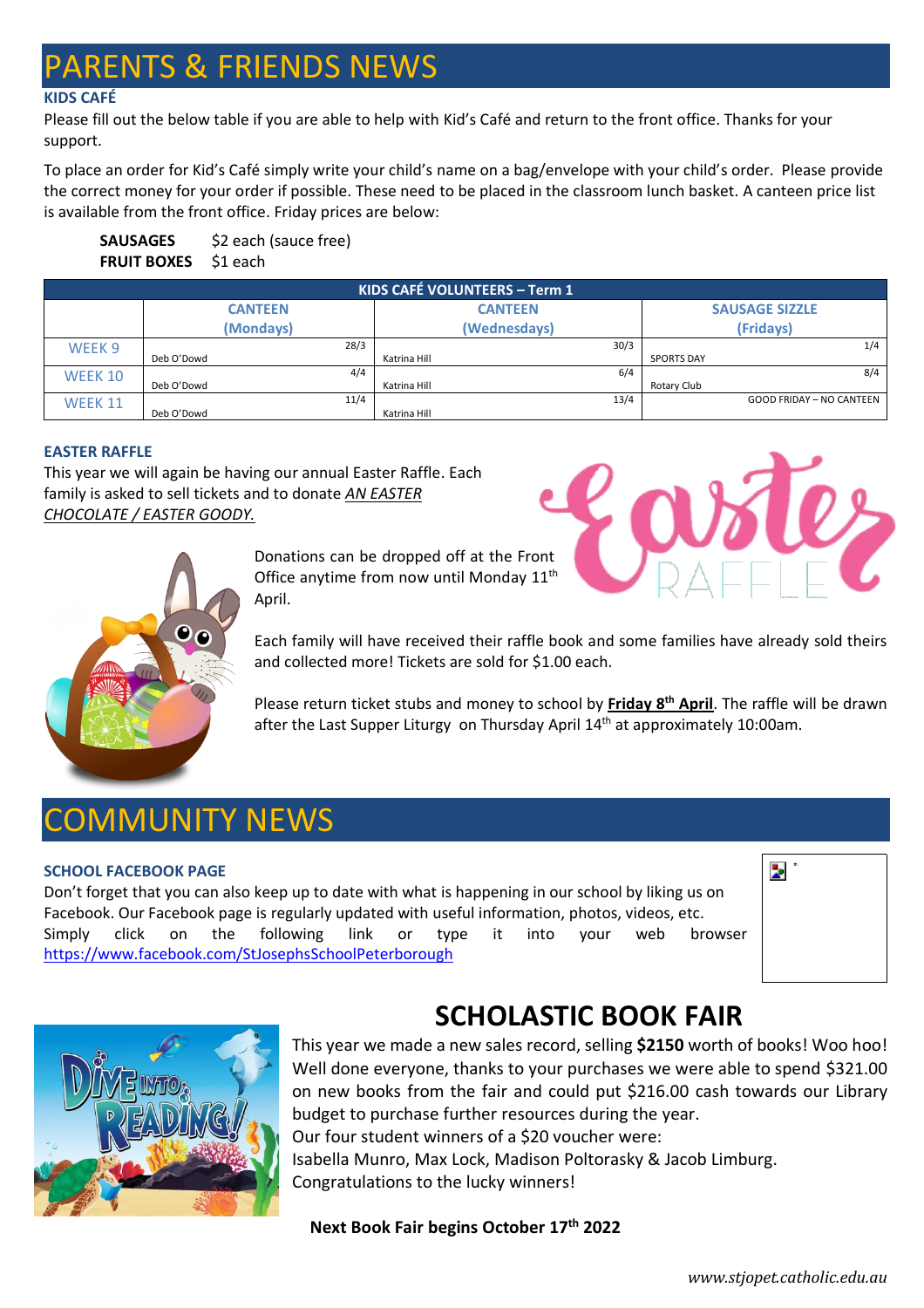# PARENTS & FRIENDS NEWS

### KIDS CAFÉ

Please fill out the below table if you are able to help with Kid's Café and return to the front office. Thanks for your support.

To place an order for Kid's Café simply write your child's name on a bag/envelope with your child's order. Please provide the correct money for your order if possible. These need to be placed in the classroom lunch basket. A canteen price list is available from the front office. Friday prices are below:

**SAUSAGES** $2 each (sauce free)
**FRUIT BOXES** $1 each

| KIDS CAFÉ VOLUNTEERS – Term 1 | | | |
|---|---|---|---|
| | CANTEEN (Mondays) | CANTEEN (Wednesdays) | SAUSAGE SIZZLE (Fridays) |
| WEEK 9 | 28/3 Deb O'Dowd | 30/3 Katrina Hill | 1/4 SPORTS DAY |
| WEEK 10 | 4/4 Deb O'Dowd | 6/4 Katrina Hill | 8/4 Rotary Club |
| WEEK 11 | 11/4 Deb O'Dowd | 13/4 Katrina Hill | GOOD FRIDAY – NO CANTEEN |

### EASTER RAFFLE

This year we will again be having our annual Easter Raffle. Each family is asked to sell tickets and to donate *AN EASTER CHOCOLATE / EASTER GOODY.*

Donations can be dropped off at the Front Office anytime from now until Monday 11th April.

Each family will have received their raffle book and some families have already sold theirs and collected more! Tickets are sold for $1.00 each.

Please return ticket stubs and money to school by **Friday 8th April**. The raffle will be drawn after the Last Supper Liturgy on Thursday April 14th at approximately 10:00am.

# COMMUNITY NEWS

### SCHOOL FACEBOOK PAGE

Don't forget that you can also keep up to date with what is happening in our school by liking us on Facebook. Our Facebook page is regularly updated with useful information, photos, videos, etc. Simply click on the following link or type it into your web browser https://www.facebook.com/StJosephsSchoolPeterborough

## SCHOLASTIC BOOK FAIR

This year we made a new sales record, selling **$2150** worth of books! Woo hoo! Well done everyone, thanks to your purchases we were able to spend $321.00 on new books from the fair and could put $216.00 cash towards our Library budget to purchase further resources during the year.
Our four student winners of a $20 voucher were:
Isabella Munro, Max Lock, Madison Poltorasky & Jacob Limburg.
Congratulations to the lucky winners!

**Next Book Fair begins October 17th 2022**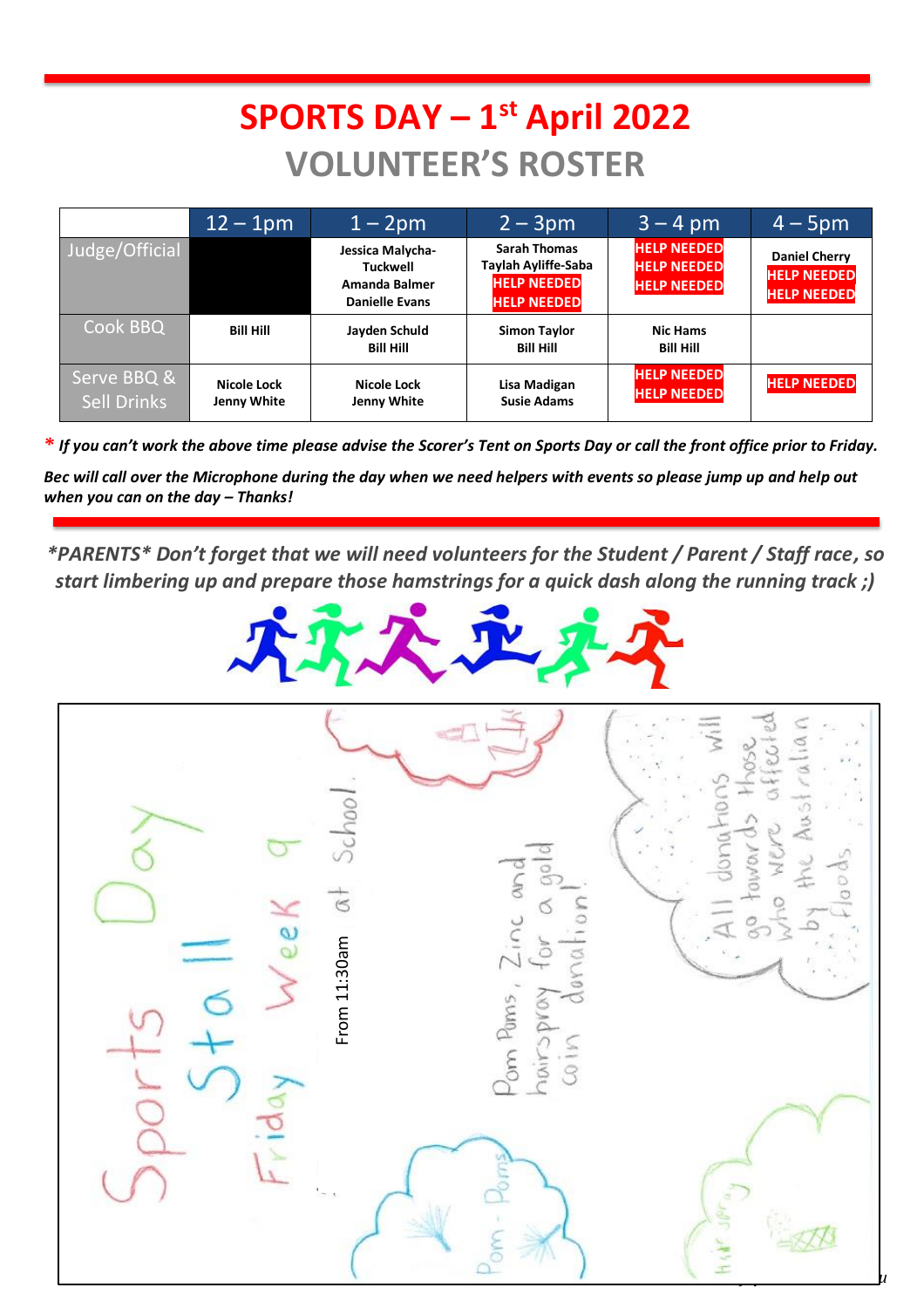# SPORTS DAY – 1st April 2022

## VOLUNTEER'S ROSTER

| | 12 – 1pm | 1 – 2pm | 2 – 3pm | 3 – 4 pm | 4 – 5pm |
|---|---|---|---|---|---|
| Judge/Official | | Jessica Malycha-Tuckwell<br>Amanda Balmer<br>Danielle Evans | Sarah Thomas<br>Taylah Ayliffe-Saba<br>HELP NEEDED<br>HELP NEEDED | HELP NEEDED<br>HELP NEEDED<br>HELP NEEDED | Daniel Cherry<br>HELP NEEDED<br>HELP NEEDED |
| Cook BBQ | Bill Hill | Jayden Schuld<br>Bill Hill | Simon Taylor<br>Bill Hill | Nic Hams<br>Bill Hill | |
| Serve BBQ & Sell Drinks | Nicole Lock<br>Jenny White | Nicole Lock<br>Jenny White | Lisa Madigan<br>Susie Adams | HELP NEEDED<br>HELP NEEDED | HELP NEEDED |

*\* If you can't work the above time please advise the Scorer's Tent on Sports Day or call the front office prior to Friday.*

***Bec will call over the Microphone during the day when we need helpers with events so please jump up and help out when you can on the day – Thanks!***

***\*PARENTS\* Don't forget that we will need volunteers for the Student / Parent / Staff race, so start limbering up and prepare those hamstrings for a quick dash along the running track ;)***

Sports Day Stall

Friday Week 9 at School.

From 11:30am

Pom Poms, Zinc and hairspray for a gold coin donation!

All donations will go towards those who were affected by the Australian floods.

Pom-Poms

Hair spray